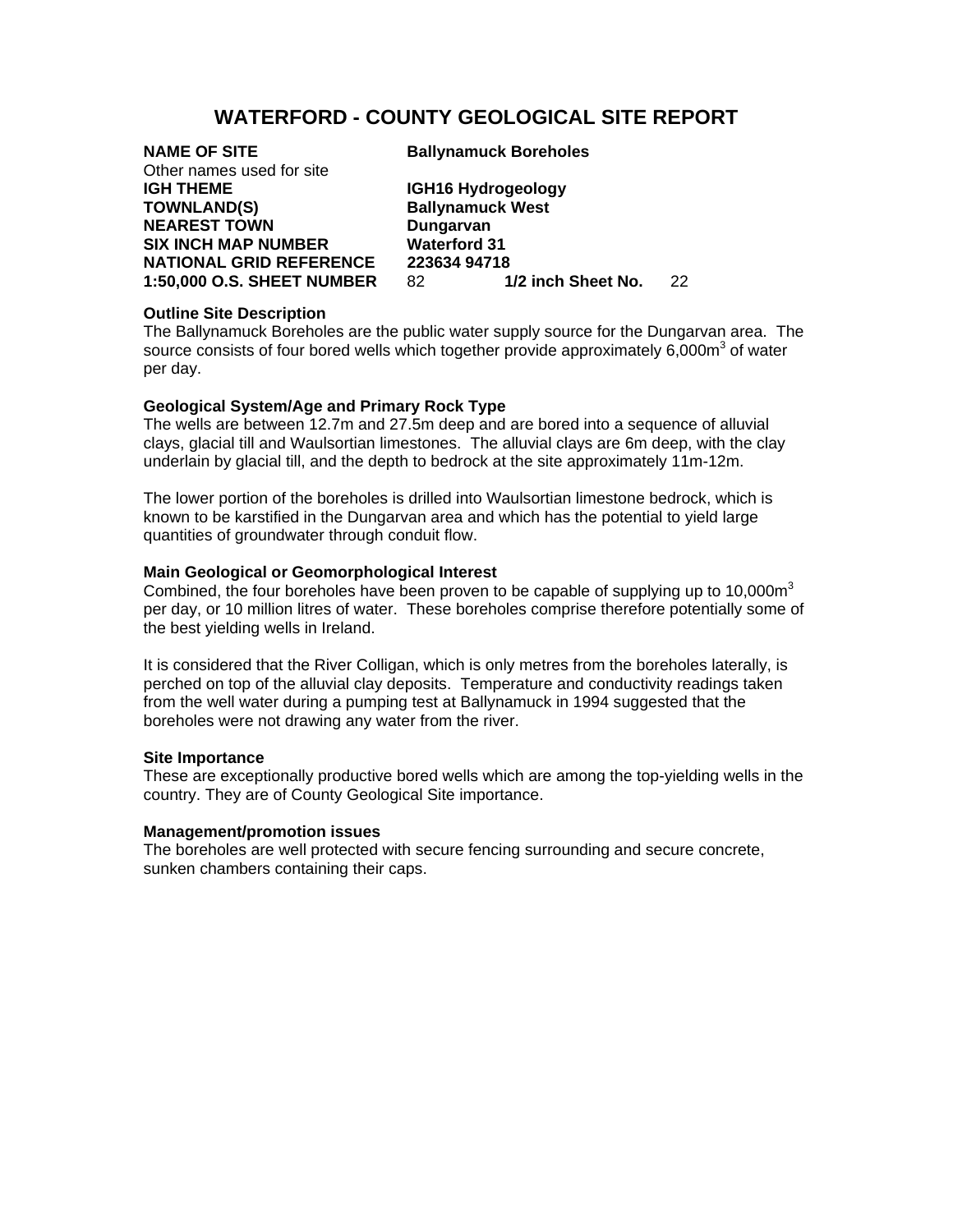# WATERFORD - COUNTY GEOLOGICAL SITE REPORT

| | | | |
|---|---|---|---|
| **NAME OF SITE** | **Ballynamuck Boreholes** | | |
| Other names used for site | | | |
| **IGH THEME** | **IGH16 Hydrogeology** | | |
| **TOWNLAND(S)** | **Ballynamuck West** | | |
| **NEAREST TOWN** | **Dungarvan** | | |
| **SIX INCH MAP NUMBER** | **Waterford 31** | | |
| **NATIONAL GRID REFERENCE** | **223634 94718** | | |
| **1:50,000 O.S. SHEET NUMBER** | 82 | **1/2 inch Sheet No.** | 22 |

**Outline Site Description**

The Ballynamuck Boreholes are the public water supply source for the Dungarvan area. The source consists of four bored wells which together provide approximately 6,000m$^3$ of water per day.

**Geological System/Age and Primary Rock Type**

The wells are between 12.7m and 27.5m deep and are bored into a sequence of alluvial clays, glacial till and Waulsortian limestones. The alluvial clays are 6m deep, with the clay underlain by glacial till, and the depth to bedrock at the site approximately 11m-12m.

The lower portion of the boreholes is drilled into Waulsortian limestone bedrock, which is known to be karstified in the Dungarvan area and which has the potential to yield large quantities of groundwater through conduit flow.

**Main Geological or Geomorphological Interest**

Combined, the four boreholes have been proven to be capable of supplying up to 10,000m$^3$ per day, or 10 million litres of water. These boreholes comprise therefore potentially some of the best yielding wells in Ireland.

It is considered that the River Colligan, which is only metres from the boreholes laterally, is perched on top of the alluvial clay deposits. Temperature and conductivity readings taken from the well water during a pumping test at Ballynamuck in 1994 suggested that the boreholes were not drawing any water from the river.

**Site Importance**

These are exceptionally productive bored wells which are among the top-yielding wells in the country. They are of County Geological Site importance.

**Management/promotion issues**

The boreholes are well protected with secure fencing surrounding and secure concrete, sunken chambers containing their caps.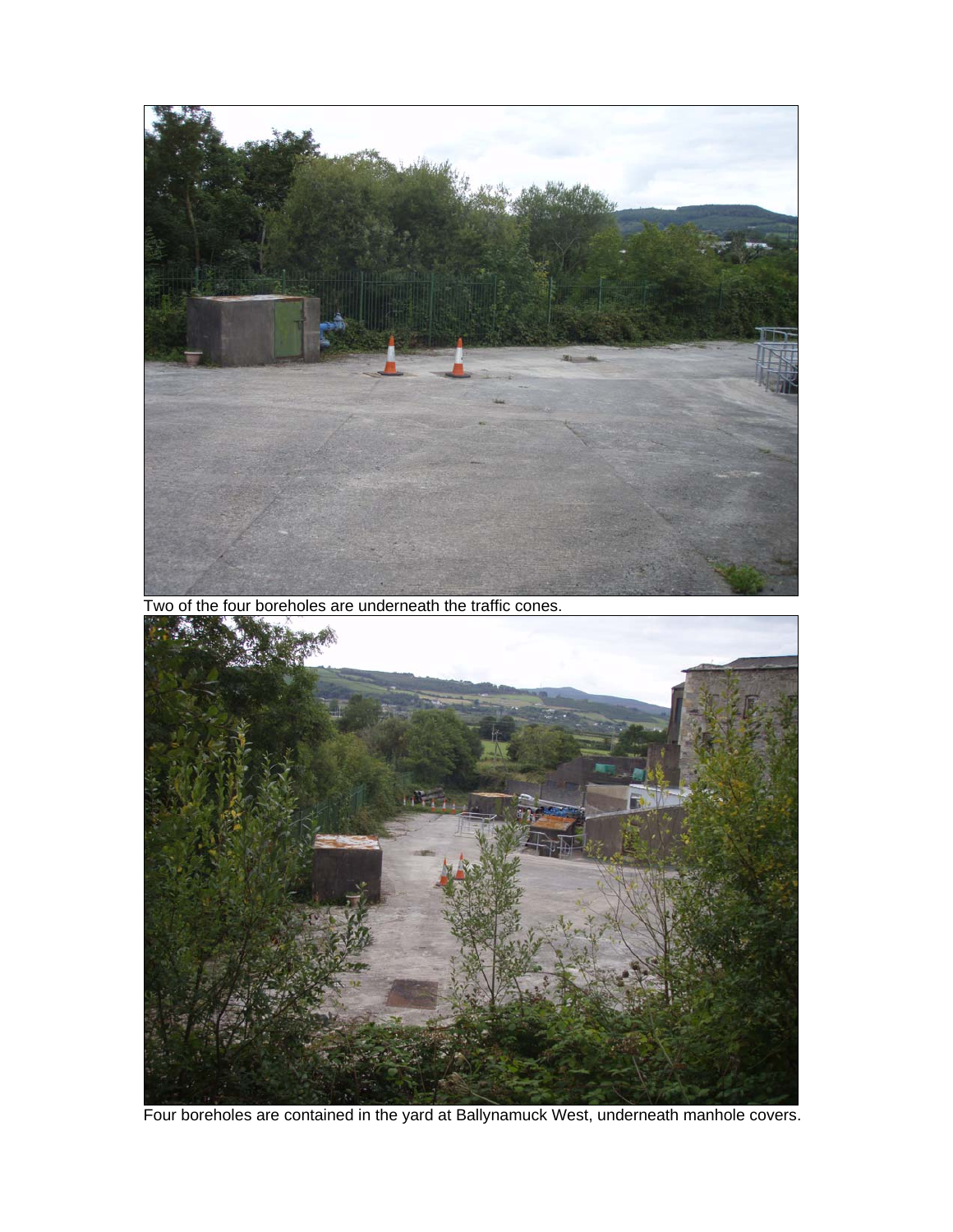Two of the four boreholes are underneath the traffic cones.

Four boreholes are contained in the yard at Ballynamuck West, underneath manhole covers.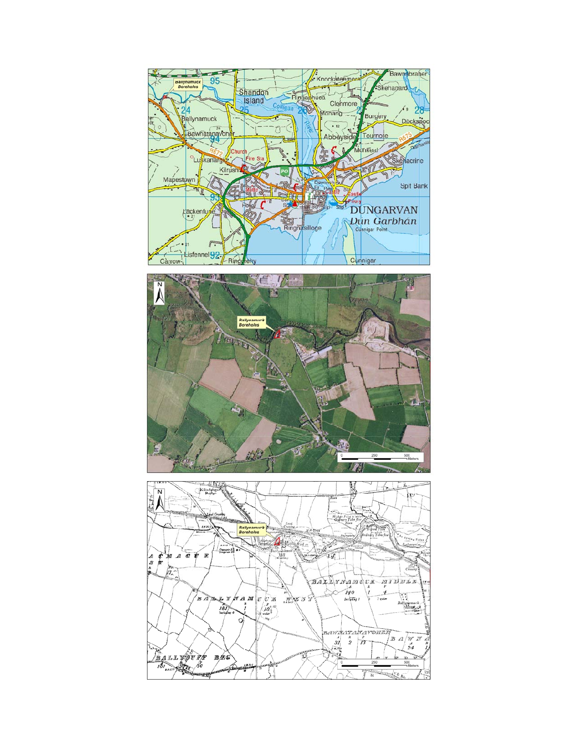Ballynamuck Boreholes

95

Knockateemore

Bawnabraher

Shandon Island

Ringaphuca

Skehanard

Colligan

24

25

26

Clonmore

Monang

Burgery

28

Ballynamuck

River

Bawnatanavoher

94

Abbeyside

Tournore

R675

R672

Church

Monkeal

Luskanargid

Fire Sta

Skehacrine

Kilrush

PO

Mapestown

30

Devonshire Br

Sch

Spit Bank

93

Motte

Castle

Castle

Priory

Lackenfune

Hosp

Sch

Slip

DUNGARVAN

Dún Garbhán

Ringnasilloge

Cunnigar Point

Lisfennel

92

Carrow

Cunnigar

N

Ballynamuck Boreholes

0 250 500 Meters

N

Ballynamuck Boreholes

BALLYNAMUCK MIDDLE

BALLYNAMUCK WEST

BAWNATANAVOHER

0 250 500 Meters